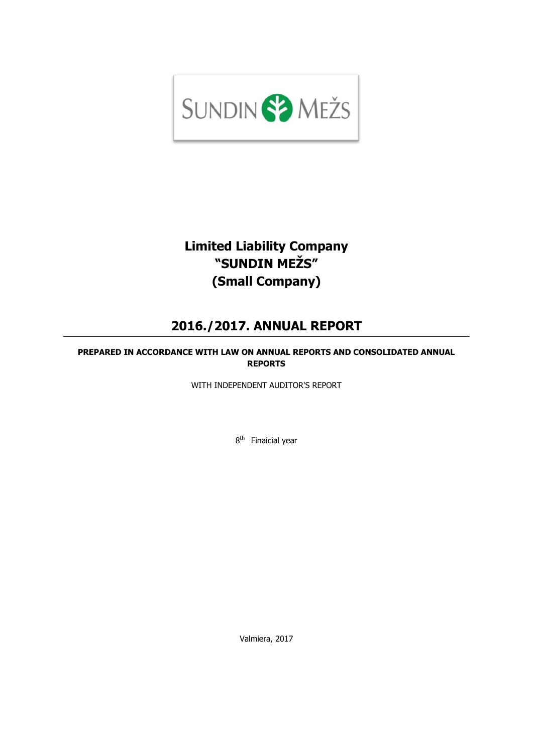SUNDIN MEŽS

# Limited Liability Company "SUNDIN MEŽS" (Small Company)

## 2016./2017. ANNUAL REPORT

**PREPARED IN ACCORDANCE WITH LAW ON ANNUAL REPORTS AND CONSOLIDATED ANNUAL REPORTS**

WITH INDEPENDENT AUDITOR'S REPORT

8th Finaicial year

Valmiera, 2017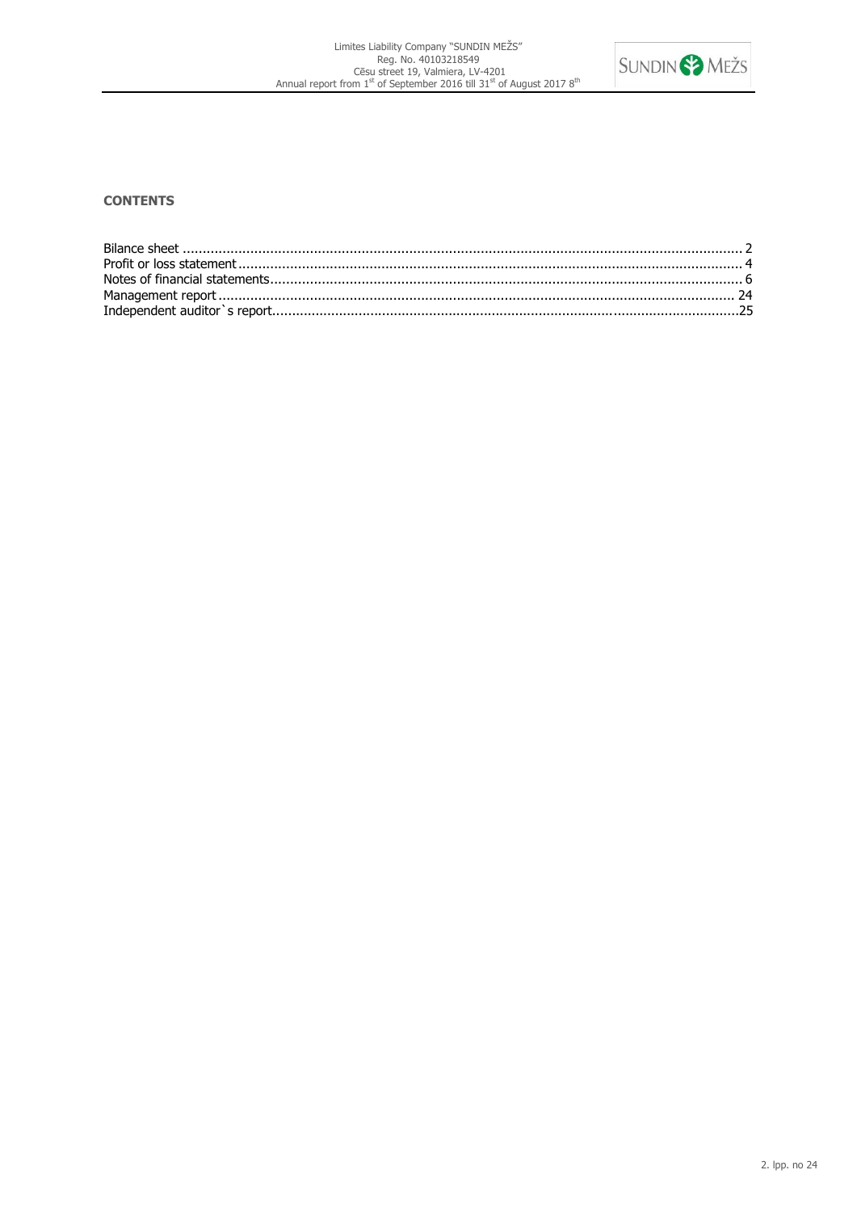**CONTENTS**

| | |
|---|---|
| Bilance sheet | 2 |
| Profit or loss statement | 4 |
| Notes of financial statements | 6 |
| Management report | 24 |
| Independent auditor`s report | 25 |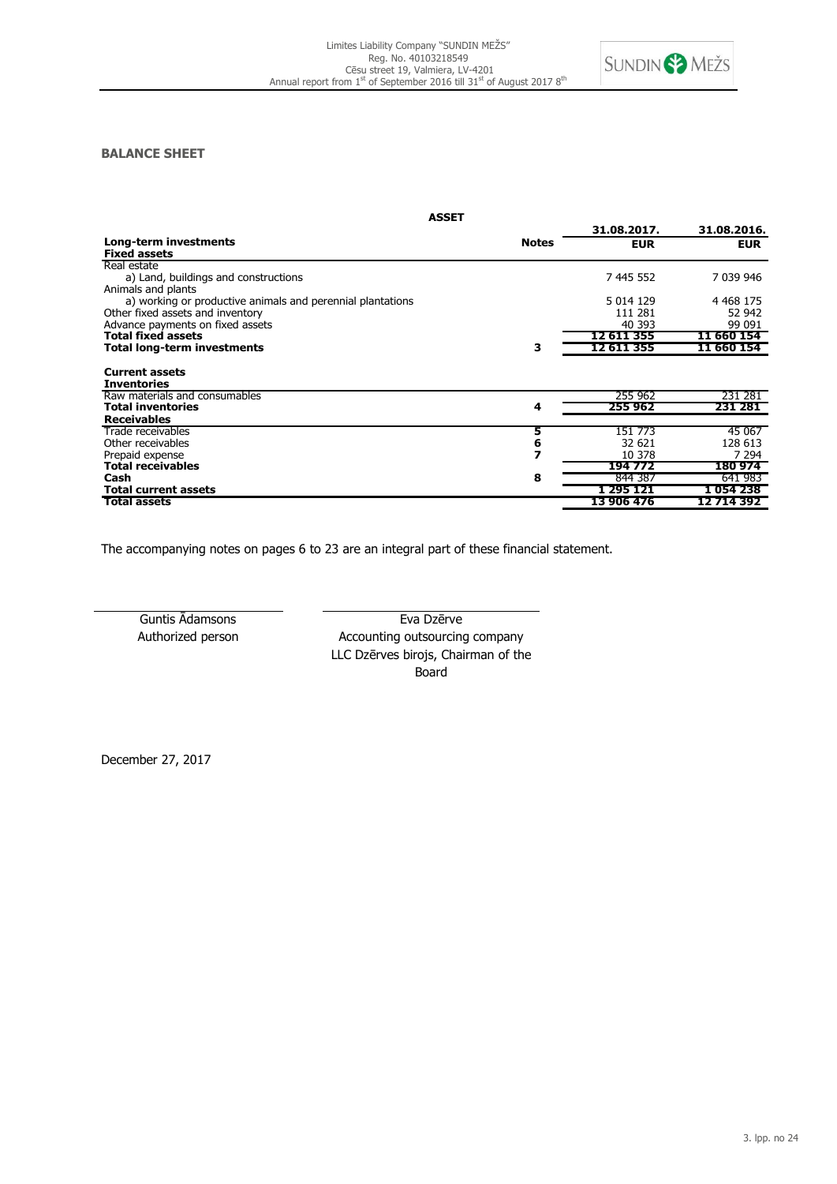## BALANCE SHEET

| ASSET | | | |
|---|---|---|---|
| | | 31.08.2017. | 31.08.2016. |
| **Long-term investments** | **Notes** | **EUR** | **EUR** |
| **Fixed assets** | | | |
| Real estate | | | |
| a) Land, buildings and constructions | | 7 445 552 | 7 039 946 |
| Animals and plants | | | |
| a) working or productive animals and perennial plantations | | 5 014 129 | 4 468 175 |
| Other fixed assets and inventory | | 111 281 | 52 942 |
| Advance payments on fixed assets | | 40 393 | 99 091 |
| **Total fixed assets** | | **12 611 355** | **11 660 154** |
| **Total long-term investments** | **3** | **12 611 355** | **11 660 154** |
| | | | |
| **Current assets** | | | |
| **Inventories** | | | |
| Raw materials and consumables | | 255 962 | 231 281 |
| **Total inventories** | **4** | **255 962** | **231 281** |
| **Receivables** | | | |
| Trade receivables | **5** | 151 773 | 45 067 |
| Other receivables | **6** | 32 621 | 128 613 |
| Prepaid expense | **7** | 10 378 | 7 294 |
| **Total receivables** | | **194 772** | **180 974** |
| **Cash** | **8** | 844 387 | 641 983 |
| **Total current assets** | | **1 295 121** | **1 054 238** |
| **Total assets** | | **13 906 476** | **12 714 392** |

The accompanying notes on pages 6 to 23 are an integral part of these financial statement.

Guntis Ādamsons
Authorized person

Eva Dzērve
Accounting outsourcing company
LLC Dzērves birojs, Chairman of the Board

December 27, 2017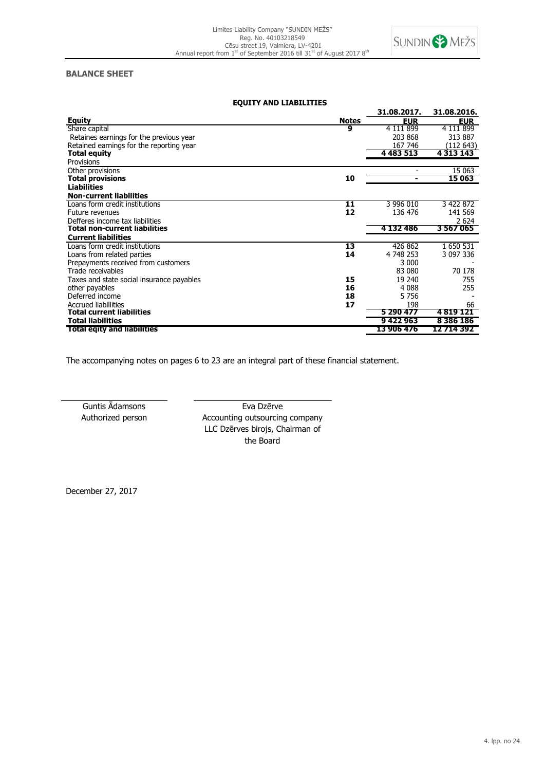## BALANCE SHEET

### EQUITY AND LIABILITIES

| | Notes | 31.08.2017. | 31.08.2016. |
|---|---|---|---|
| **Equity** | **Notes** | **EUR** | **EUR** |
| Share capital | 9 | 4 111 899 | 4 111 899 |
| Retaines earnings for the previous year | | 203 868 | 313 887 |
| Retained earnings for the reporting year | | 167 746 | (112 643) |
| **Total equity** | | **4 483 513** | **4 313 143** |
| Provisions | | | |
| Other provisions | | - | 15 063 |
| **Total provisions** | **10** | **-** | **15 063** |
| **Liabilities** | | | |
| **Non-current liabilities** | | | |
| Loans form credit institutions | **11** | 3 996 010 | 3 422 872 |
| Future revenues | **12** | 136 476 | 141 569 |
| Defferes income tax liabilities | | | 2 624 |
| **Total non-current liabilities** | | **4 132 486** | **3 567 065** |
| **Current liabilities** | | | |
| Loans form credit institutions | **13** | 426 862 | 1 650 531 |
| Loans from related parties | **14** | 4 748 253 | 3 097 336 |
| Prepayments received from customers | | 3 000 | - |
| Trade receivables | | 83 080 | 70 178 |
| Taxes and state social insurance payables | **15** | 19 240 | 755 |
| other payables | **16** | 4 088 | 255 |
| Deferred income | **18** | 5 756 | - |
| Accrued liabillities | **17** | 198 | 66 |
| **Total current liabilities** | | **5 290 477** | **4 819 121** |
| **Total liabilities** | | **9 422 963** | **8 386 186** |
| **Total eqity and liabilities** | | **13 906 476** | **12 714 392** |

The accompanying notes on pages 6 to 23 are an integral part of these financial statement.

Guntis Ādamsons
Authorized person

Eva Dzērve
Accounting outsourcing company LLC Dzērves birojs, Chairman of the Board

December 27, 2017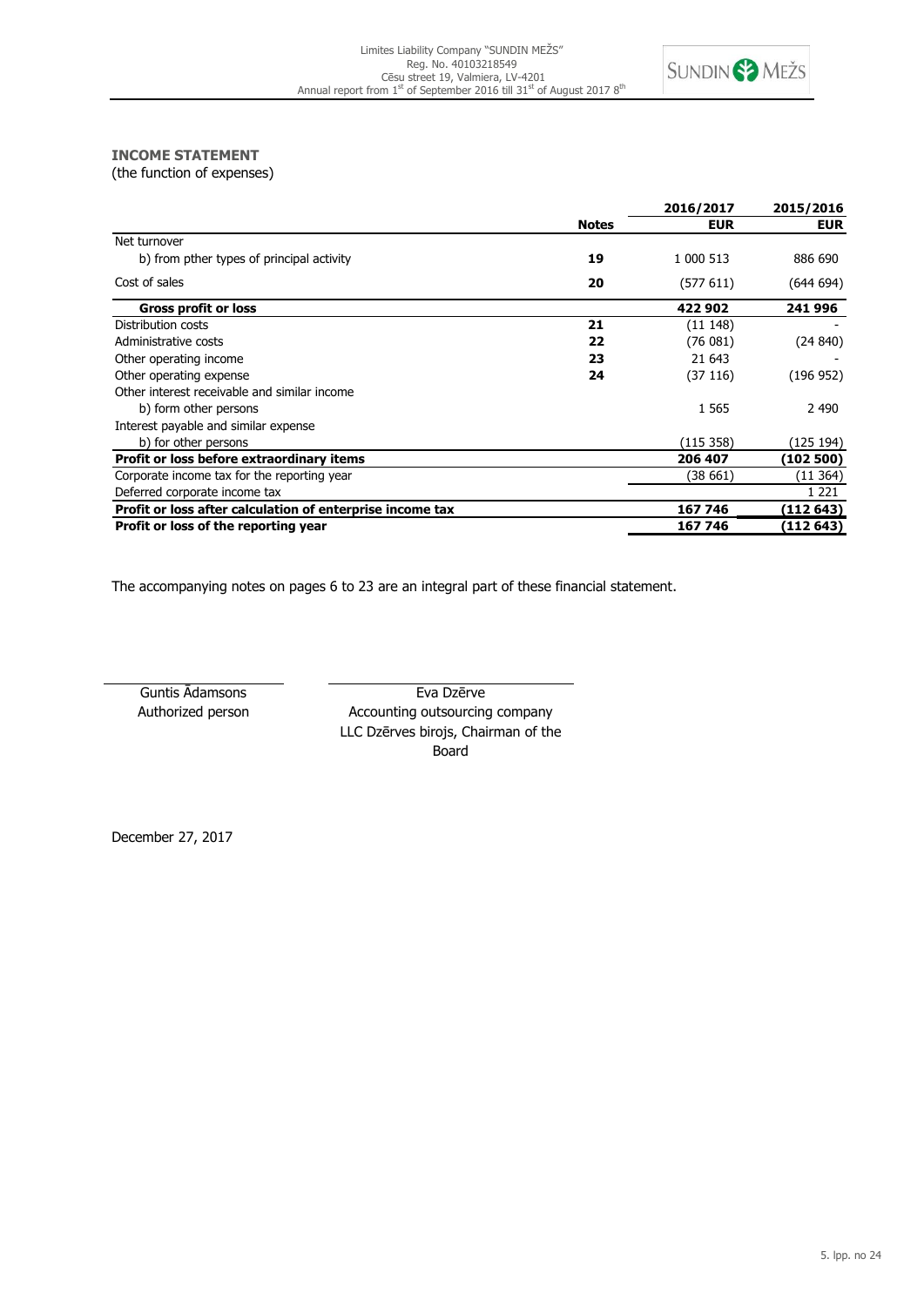## INCOME STATEMENT

(the function of expenses)

| | Notes | 2016/2017 EUR | 2015/2016 EUR |
|---|---|---|---|
| Net turnover | | | |
| b) from pther types of principal activity | 19 | 1 000 513 | 886 690 |
| Cost of sales | 20 | (577 611) | (644 694) |
| **Gross profit or loss** | | **422 902** | **241 996** |
| Distribution costs | 21 | (11 148) | - |
| Administrative costs | 22 | (76 081) | (24 840) |
| Other operating income | 23 | 21 643 | - |
| Other operating expense | 24 | (37 116) | (196 952) |
| Other interest receivable and similar income | | | |
| b) form other persons | | 1 565 | 2 490 |
| Interest payable and similar expense | | | |
| b) for other persons | | (115 358) | (125 194) |
| **Profit or loss before extraordinary items** | | **206 407** | **(102 500)** |
| Corporate income tax for the reporting year | | (38 661) | (11 364) |
| Deferred corporate income tax | | | 1 221 |
| **Profit or loss after calculation of enterprise income tax** | | **167 746** | **(112 643)** |
| **Profit or loss of the reporting year** | | **167 746** | **(112 643)** |

The accompanying notes on pages 6 to 23 are an integral part of these financial statement.

Guntis Ādamsons
Authorized person

Eva Dzērve
Accounting outsourcing company
LLC Dzērves birojs, Chairman of the Board

December 27, 2017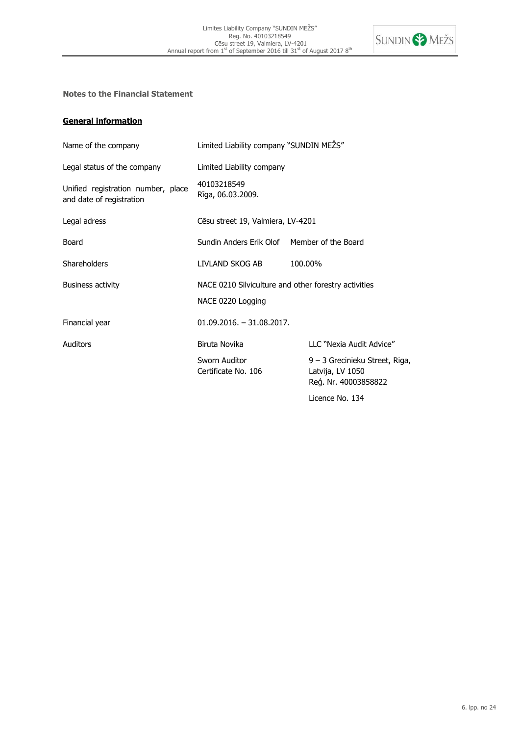**Notes to the Financial Statement**

**General information**

| | | |
|---|---|---|
| Name of the company | Limited Liability company "SUNDIN MEŽS" | |
| Legal status of the company | Limited Liability company | |
| Unified registration number, place and date of registration | 40103218549<br>Rīga, 06.03.2009. | |
| Legal adress | Cēsu street 19, Valmiera, LV-4201 | |
| Board | Sundin Anders Erik Olof | Member of the Board |
| Shareholders | LIVLAND SKOG AB | 100.00% |
| Business activity | NACE 0210 Silviculture and other forestry activities<br>NACE 0220 Logging | |
| Financial year | 01.09.2016. – 31.08.2017. | |
| Auditors | Biruta Novika<br>Sworn Auditor<br>Certificate No. 106 | LLC "Nexia Audit Advice"<br>9 – 3 Grecinieku Street, Riga, Latvija, LV 1050<br>Reģ. Nr. 40003858822<br>Licence No. 134 |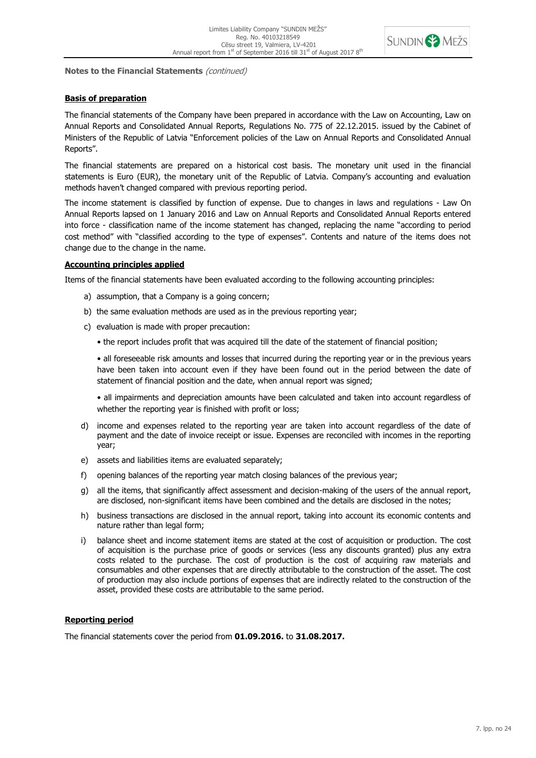**Notes to the Financial Statements** *(continued)*

**Basis of preparation**

The financial statements of the Company have been prepared in accordance with the Law on Accounting, Law on Annual Reports and Consolidated Annual Reports, Regulations No. 775 of 22.12.2015. issued by the Cabinet of Ministers of the Republic of Latvia "Enforcement policies of the Law on Annual Reports and Consolidated Annual Reports".

The financial statements are prepared on a historical cost basis. The monetary unit used in the financial statements is Euro (EUR), the monetary unit of the Republic of Latvia. Company's accounting and evaluation methods haven't changed compared with previous reporting period.

The income statement is classified by function of expense. Due to changes in laws and regulations - Law On Annual Reports lapsed on 1 January 2016 and Law on Annual Reports and Consolidated Annual Reports entered into force - classification name of the income statement has changed, replacing the name "according to period cost method" with "classified according to the type of expenses". Contents and nature of the items does not change due to the change in the name.

**Accounting principles applied**

Items of the financial statements have been evaluated according to the following accounting principles:

a) assumption, that a Company is a going concern;

b) the same evaluation methods are used as in the previous reporting year;

c) evaluation is made with proper precaution:

 • the report includes profit that was acquired till the date of the statement of financial position;

 • all foreseeable risk amounts and losses that incurred during the reporting year or in the previous years have been taken into account even if they have been found out in the period between the date of statement of financial position and the date, when annual report was signed;

 • all impairments and depreciation amounts have been calculated and taken into account regardless of whether the reporting year is finished with profit or loss;

d) income and expenses related to the reporting year are taken into account regardless of the date of payment and the date of invoice receipt or issue. Expenses are reconciled with incomes in the reporting year;

e) assets and liabilities items are evaluated separately;

f) opening balances of the reporting year match closing balances of the previous year;

g) all the items, that significantly affect assessment and decision-making of the users of the annual report, are disclosed, non-significant items have been combined and the details are disclosed in the notes;

h) business transactions are disclosed in the annual report, taking into account its economic contents and nature rather than legal form;

i) balance sheet and income statement items are stated at the cost of acquisition or production. The cost of acquisition is the purchase price of goods or services (less any discounts granted) plus any extra costs related to the purchase. The cost of production is the cost of acquiring raw materials and consumables and other expenses that are directly attributable to the construction of the asset. The cost of production may also include portions of expenses that are indirectly related to the construction of the asset, provided these costs are attributable to the same period.

**Reporting period**

The financial statements cover the period from **01.09.2016.** to **31.08.2017.**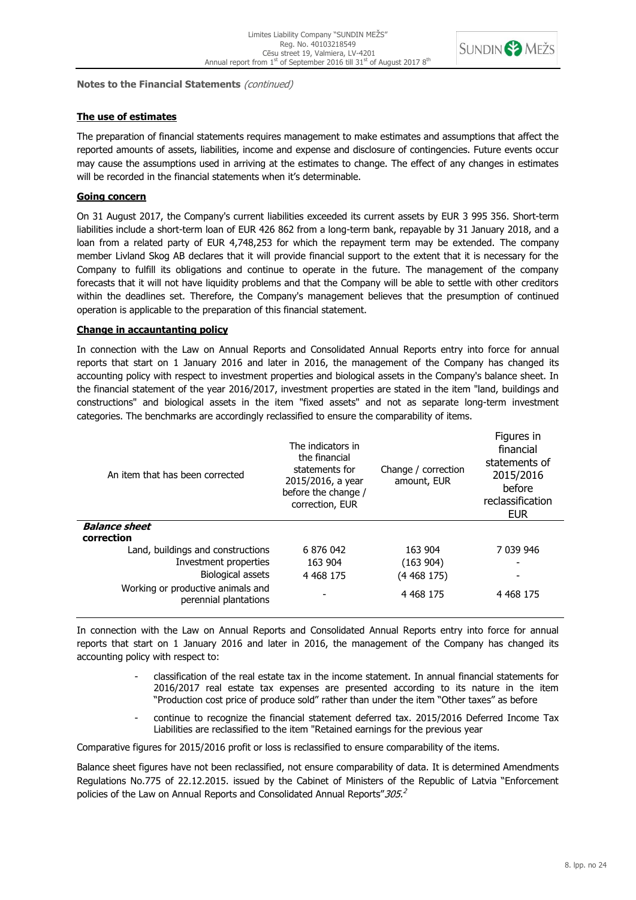**Notes to the Financial Statements** *(continued)*

**The use of estimates**

The preparation of financial statements requires management to make estimates and assumptions that affect the reported amounts of assets, liabilities, income and expense and disclosure of contingencies. Future events occur may cause the assumptions used in arriving at the estimates to change. The effect of any changes in estimates will be recorded in the financial statements when it's determinable.

**Going concern**

On 31 August 2017, the Company's current liabilities exceeded its current assets by EUR 3 995 356. Short-term liabilities include a short-term loan of EUR 426 862 from a long-term bank, repayable by 31 January 2018, and a loan from a related party of EUR 4,748,253 for which the repayment term may be extended. The company member Livland Skog AB declares that it will provide financial support to the extent that it is necessary for the Company to fulfill its obligations and continue to operate in the future. The management of the company forecasts that it will not have liquidity problems and that the Company will be able to settle with other creditors within the deadlines set. Therefore, the Company's management believes that the presumption of continued operation is applicable to the preparation of this financial statement.

**Change in accauntanting policy**

In connection with the Law on Annual Reports and Consolidated Annual Reports entry into force for annual reports that start on 1 January 2016 and later in 2016, the management of the Company has changed its accounting policy with respect to investment properties and biological assets in the Company's balance sheet. In the financial statement of the year 2016/2017, investment properties are stated in the item "land, buildings and constructions" and biological assets in the item "fixed assets" and not as separate long-term investment categories. The benchmarks are accordingly reclassified to ensure the comparability of items.

| An item that has been corrected | The indicators in the financial statements for 2015/2016, a year before the change / correction, EUR | Change / correction amount, EUR | Figures in financial statements of 2015/2016 before reclassification EUR |
|---|---|---|---|
| ***Balance sheet correction*** | | | |
| Land, buildings and constructions | 6 876 042 | 163 904 | 7 039 946 |
| Investment properties | 163 904 | (163 904) | - |
| Biological assets | 4 468 175 | (4 468 175) | - |
| Working or productive animals and perennial plantations | - | 4 468 175 | 4 468 175 |

In connection with the Law on Annual Reports and Consolidated Annual Reports entry into force for annual reports that start on 1 January 2016 and later in 2016, the management of the Company has changed its accounting policy with respect to:

- classification of the real estate tax in the income statement. In annual financial statements for 2016/2017 real estate tax expenses are presented according to its nature in the item "Production cost price of produce sold" rather than under the item "Other taxes" as before
- continue to recognize the financial statement deferred tax. 2015/2016 Deferred Income Tax Liabilities are reclassified to the item "Retained earnings for the previous year

Comparative figures for 2015/2016 profit or loss is reclassified to ensure comparability of the items.

Balance sheet figures have not been reclassified, not ensure comparability of data. It is determined Amendments Regulations No.775 of 22.12.2015. issued by the Cabinet of Ministers of the Republic of Latvia "Enforcement policies of the Law on Annual Reports and Consolidated Annual Reports"*305.*[2]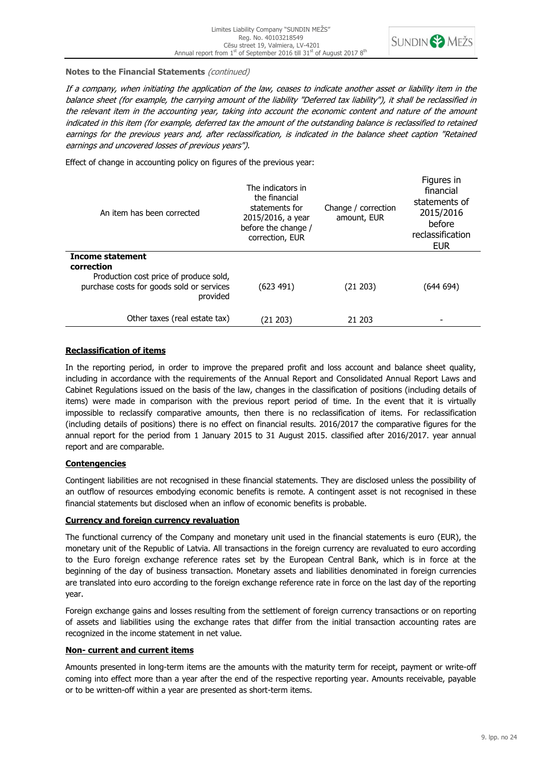**Notes to the Financial Statements** *(continued)*

*If a company, when initiating the application of the law, ceases to indicate another asset or liability item in the balance sheet (for example, the carrying amount of the liability "Deferred tax liability"), it shall be reclassified in the relevant item in the accounting year, taking into account the economic content and nature of the amount indicated in this item (for example, deferred tax the amount of the outstanding balance is reclassified to retained earnings for the previous years and, after reclassification, is indicated in the balance sheet caption "Retained earnings and uncovered losses of previous years").*

Effect of change in accounting policy on figures of the previous year:

| An item has been corrected | The indicators in the financial statements for 2015/2016, a year before the change / correction, EUR | Change / correction amount, EUR | Figures in financial statements of 2015/2016 before reclassification EUR |
|---|---|---|---|
| **Income statement correction** | | | |
| Production cost price of produce sold, purchase costs for goods sold or services provided | (623 491) | (21 203) | (644 694) |
| Other taxes (real estate tax) | (21 203) | 21 203 | - |

**Reclassification of items**

In the reporting period, in order to improve the prepared profit and loss account and balance sheet quality, including in accordance with the requirements of the Annual Report and Consolidated Annual Report Laws and Cabinet Regulations issued on the basis of the law, changes in the classification of positions (including details of items) were made in comparison with the previous report period of time. In the event that it is virtually impossible to reclassify comparative amounts, then there is no reclassification of items. For reclassification (including details of positions) there is no effect on financial results. 2016/2017 the comparative figures for the annual report for the period from 1 January 2015 to 31 August 2015. classified after 2016/2017. year annual report and are comparable.

**Contengencies**

Contingent liabilities are not recognised in these financial statements. They are disclosed unless the possibility of an outflow of resources embodying economic benefits is remote. A contingent asset is not recognised in these financial statements but disclosed when an inflow of economic benefits is probable.

**Currency and foreign currency revaluation**

The functional currency of the Company and monetary unit used in the financial statements is euro (EUR), the monetary unit of the Republic of Latvia. All transactions in the foreign currency are revaluated to euro according to the Euro foreign exchange reference rates set by the European Central Bank, which is in force at the beginning of the day of business transaction. Monetary assets and liabilities denominated in foreign currencies are translated into euro according to the foreign exchange reference rate in force on the last day of the reporting year.

Foreign exchange gains and losses resulting from the settlement of foreign currency transactions or on reporting of assets and liabilities using the exchange rates that differ from the initial transaction accounting rates are recognized in the income statement in net value.

**Non- current and current items**

Amounts presented in long-term items are the amounts with the maturity term for receipt, payment or write-off coming into effect more than a year after the end of the respective reporting year. Amounts receivable, payable or to be written-off within a year are presented as short-term items.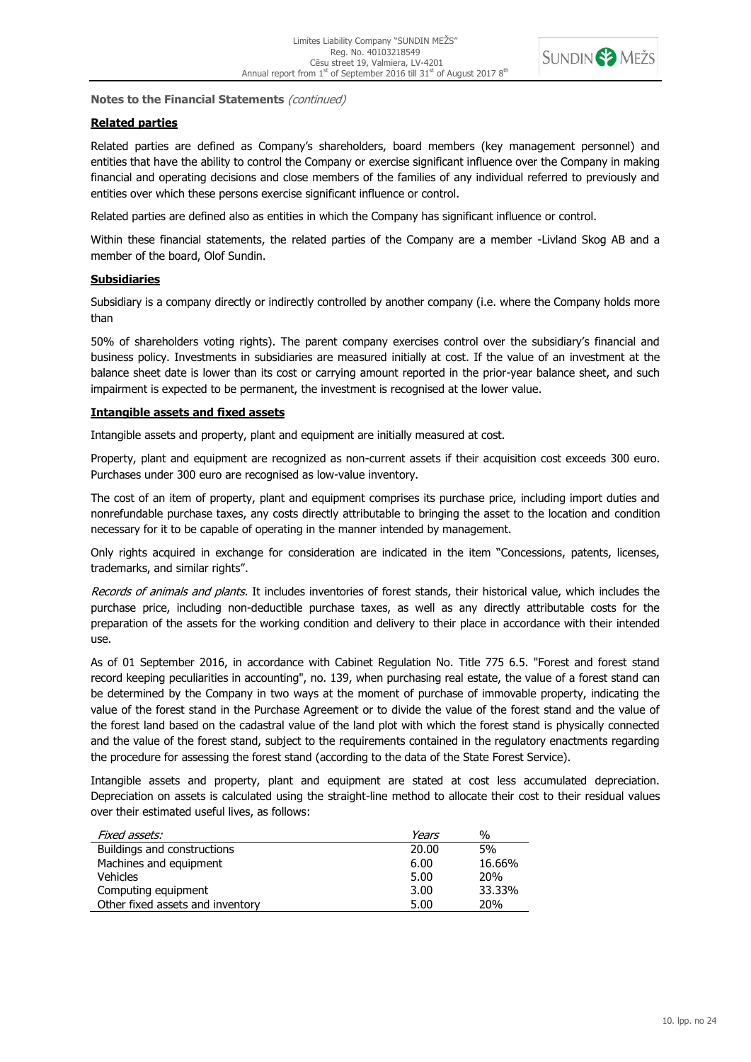**Notes to the Financial Statements** *(continued)*

**Related parties**

Related parties are defined as Company's shareholders, board members (key management personnel) and entities that have the ability to control the Company or exercise significant influence over the Company in making financial and operating decisions and close members of the families of any individual referred to previously and entities over which these persons exercise significant influence or control.

Related parties are defined also as entities in which the Company has significant influence or control.

Within these financial statements, the related parties of the Company are a member -Livland Skog AB and a member of the board, Olof Sundin.

**Subsidiaries**

Subsidiary is a company directly or indirectly controlled by another company (i.e. where the Company holds more than

50% of shareholders voting rights). The parent company exercises control over the subsidiary's financial and business policy. Investments in subsidiaries are measured initially at cost. If the value of an investment at the balance sheet date is lower than its cost or carrying amount reported in the prior-year balance sheet, and such impairment is expected to be permanent, the investment is recognised at the lower value.

**Intangible assets and fixed assets**

Intangible assets and property, plant and equipment are initially measured at cost.

Property, plant and equipment are recognized as non-current assets if their acquisition cost exceeds 300 euro. Purchases under 300 euro are recognised as low-value inventory.

The cost of an item of property, plant and equipment comprises its purchase price, including import duties and nonrefundable purchase taxes, any costs directly attributable to bringing the asset to the location and condition necessary for it to be capable of operating in the manner intended by management.

Only rights acquired in exchange for consideration are indicated in the item "Concessions, patents, licenses, trademarks, and similar rights".

*Records of animals and plants.* It includes inventories of forest stands, their historical value, which includes the purchase price, including non-deductible purchase taxes, as well as any directly attributable costs for the preparation of the assets for the working condition and delivery to their place in accordance with their intended use.

As of 01 September 2016, in accordance with Cabinet Regulation No. Title 775 6.5. "Forest and forest stand record keeping peculiarities in accounting", no. 139, when purchasing real estate, the value of a forest stand can be determined by the Company in two ways at the moment of purchase of immovable property, indicating the value of the forest stand in the Purchase Agreement or to divide the value of the forest stand and the value of the forest land based on the cadastral value of the land plot with which the forest stand is physically connected and the value of the forest stand, subject to the requirements contained in the regulatory enactments regarding the procedure for assessing the forest stand (according to the data of the State Forest Service).

Intangible assets and property, plant and equipment are stated at cost less accumulated depreciation. Depreciation on assets is calculated using the straight-line method to allocate their cost to their residual values over their estimated useful lives, as follows:

| *Fixed assets:* | *Years* | % |
|---|---|---|
| Buildings and constructions | 20.00 | 5% |
| Machines and equipment | 6.00 | 16.66% |
| Vehicles | 5.00 | 20% |
| Computing equipment | 3.00 | 33.33% |
| Other fixed assets and inventory | 5.00 | 20% |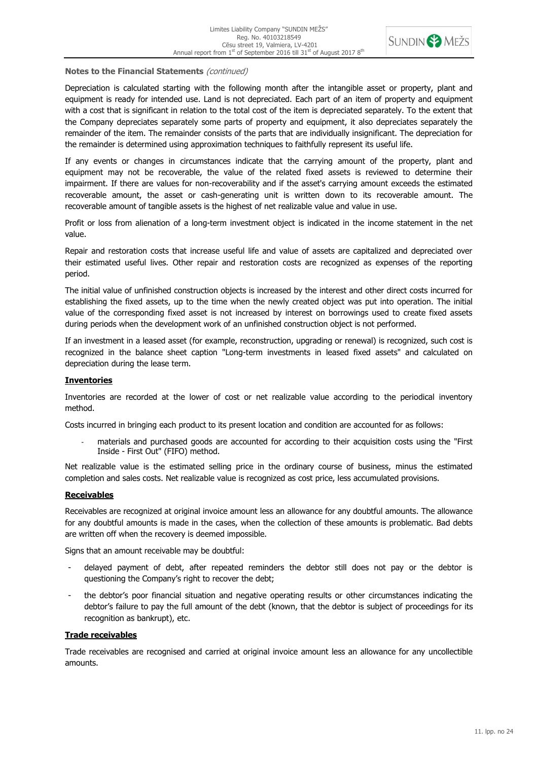**Notes to the Financial Statements** *(continued)*

Depreciation is calculated starting with the following month after the intangible asset or property, plant and equipment is ready for intended use. Land is not depreciated. Each part of an item of property and equipment with a cost that is significant in relation to the total cost of the item is depreciated separately. To the extent that the Company depreciates separately some parts of property and equipment, it also depreciates separately the remainder of the item. The remainder consists of the parts that are individually insignificant. The depreciation for the remainder is determined using approximation techniques to faithfully represent its useful life.

If any events or changes in circumstances indicate that the carrying amount of the property, plant and equipment may not be recoverable, the value of the related fixed assets is reviewed to determine their impairment. If there are values for non-recoverability and if the asset's carrying amount exceeds the estimated recoverable amount, the asset or cash-generating unit is written down to its recoverable amount. The recoverable amount of tangible assets is the highest of net realizable value and value in use.

Profit or loss from alienation of a long-term investment object is indicated in the income statement in the net value.

Repair and restoration costs that increase useful life and value of assets are capitalized and depreciated over their estimated useful lives. Other repair and restoration costs are recognized as expenses of the reporting period.

The initial value of unfinished construction objects is increased by the interest and other direct costs incurred for establishing the fixed assets, up to the time when the newly created object was put into operation. The initial value of the corresponding fixed asset is not increased by interest on borrowings used to create fixed assets during periods when the development work of an unfinished construction object is not performed.

If an investment in a leased asset (for example, reconstruction, upgrading or renewal) is recognized, such cost is recognized in the balance sheet caption "Long-term investments in leased fixed assets" and calculated on depreciation during the lease term.

## Inventories

Inventories are recorded at the lower of cost or net realizable value according to the periodical inventory method.

Costs incurred in bringing each product to its present location and condition are accounted for as follows:

- materials and purchased goods are accounted for according to their acquisition costs using the "First Inside - First Out" (FIFO) method.

Net realizable value is the estimated selling price in the ordinary course of business, minus the estimated completion and sales costs. Net realizable value is recognized as cost price, less accumulated provisions.

## Receivables

Receivables are recognized at original invoice amount less an allowance for any doubtful amounts. The allowance for any doubtful amounts is made in the cases, when the collection of these amounts is problematic. Bad debts are written off when the recovery is deemed impossible.

Signs that an amount receivable may be doubtful:

- delayed payment of debt, after repeated reminders the debtor still does not pay or the debtor is questioning the Company's right to recover the debt;
- the debtor's poor financial situation and negative operating results or other circumstances indicating the debtor's failure to pay the full amount of the debt (known, that the debtor is subject of proceedings for its recognition as bankrupt), etc.

## Trade receivables

Trade receivables are recognised and carried at original invoice amount less an allowance for any uncollectible amounts.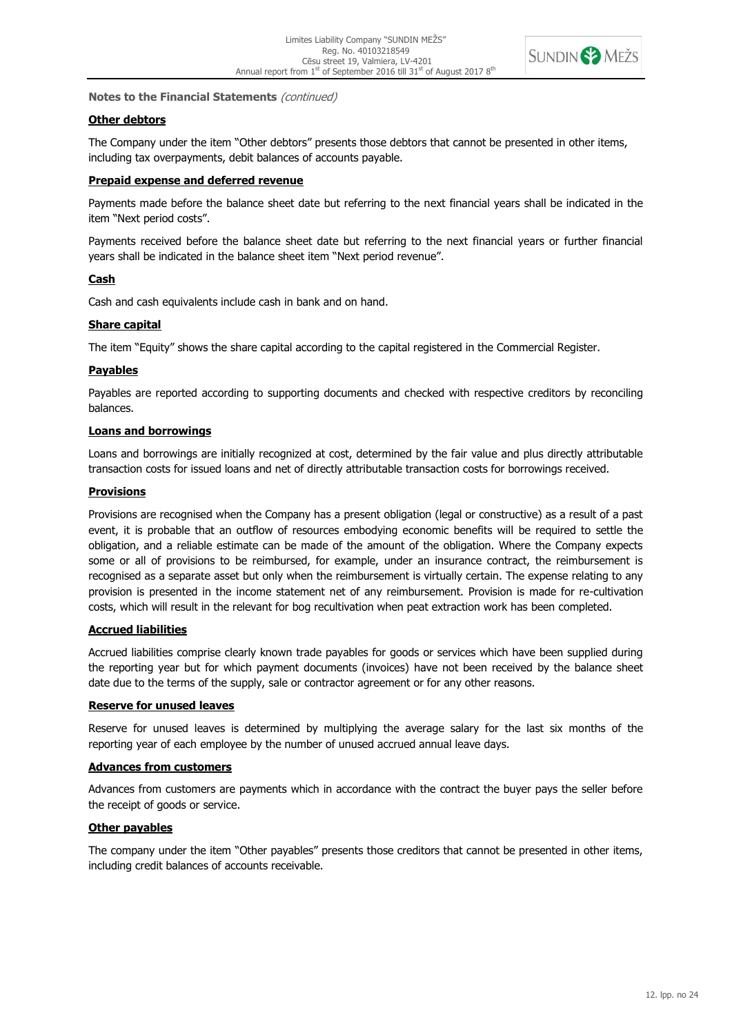**Notes to the Financial Statements** *(continued)*

**Other debtors**

The Company under the item "Other debtors" presents those debtors that cannot be presented in other items, including tax overpayments, debit balances of accounts payable.

**Prepaid expense and deferred revenue**

Payments made before the balance sheet date but referring to the next financial years shall be indicated in the item "Next period costs".

Payments received before the balance sheet date but referring to the next financial years or further financial years shall be indicated in the balance sheet item "Next period revenue".

**Cash**

Cash and cash equivalents include cash in bank and on hand.

**Share capital**

The item "Equity" shows the share capital according to the capital registered in the Commercial Register.

**Payables**

Payables are reported according to supporting documents and checked with respective creditors by reconciling balances.

**Loans and borrowings**

Loans and borrowings are initially recognized at cost, determined by the fair value and plus directly attributable transaction costs for issued loans and net of directly attributable transaction costs for borrowings received.

**Provisions**

Provisions are recognised when the Company has a present obligation (legal or constructive) as a result of a past event, it is probable that an outflow of resources embodying economic benefits will be required to settle the obligation, and a reliable estimate can be made of the amount of the obligation. Where the Company expects some or all of provisions to be reimbursed, for example, under an insurance contract, the reimbursement is recognised as a separate asset but only when the reimbursement is virtually certain. The expense relating to any provision is presented in the income statement net of any reimbursement. Provision is made for re-cultivation costs, which will result in the relevant for bog recultivation when peat extraction work has been completed.

**Accrued liabilities**

Accrued liabilities comprise clearly known trade payables for goods or services which have been supplied during the reporting year but for which payment documents (invoices) have not been received by the balance sheet date due to the terms of the supply, sale or contractor agreement or for any other reasons.

**Reserve for unused leaves**

Reserve for unused leaves is determined by multiplying the average salary for the last six months of the reporting year of each employee by the number of unused accrued annual leave days.

**Advances from customers**

Advances from customers are payments which in accordance with the contract the buyer pays the seller before the receipt of goods or service.

**Other payables**

The company under the item "Other payables" presents those creditors that cannot be presented in other items, including credit balances of accounts receivable.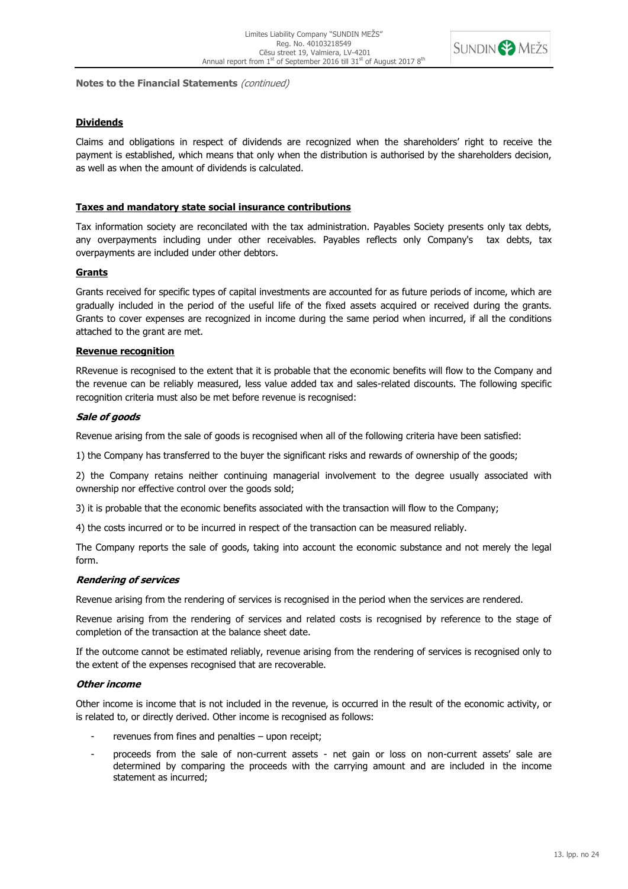**Notes to the Financial Statements** *(continued)*

**Dividends**

Claims and obligations in respect of dividends are recognized when the shareholders' right to receive the payment is established, which means that only when the distribution is authorised by the shareholders decision, as well as when the amount of dividends is calculated.

**Taxes and mandatory state social insurance contributions**

Tax information society are reconcilated with the tax administration. Payables Society presents only tax debts, any overpayments including under other receivables. Payables reflects only Company's tax debts, tax overpayments are included under other debtors.

**Grants**

Grants received for specific types of capital investments are accounted for as future periods of income, which are gradually included in the period of the useful life of the fixed assets acquired or received during the grants. Grants to cover expenses are recognized in income during the same period when incurred, if all the conditions attached to the grant are met.

**Revenue recognition**

RRevenue is recognised to the extent that it is probable that the economic benefits will flow to the Company and the revenue can be reliably measured, less value added tax and sales-related discounts. The following specific recognition criteria must also be met before revenue is recognised:

***Sale of goods***

Revenue arising from the sale of goods is recognised when all of the following criteria have been satisfied:

1) the Company has transferred to the buyer the significant risks and rewards of ownership of the goods;

2) the Company retains neither continuing managerial involvement to the degree usually associated with ownership nor effective control over the goods sold;

3) it is probable that the economic benefits associated with the transaction will flow to the Company;

4) the costs incurred or to be incurred in respect of the transaction can be measured reliably.

The Company reports the sale of goods, taking into account the economic substance and not merely the legal form.

***Rendering of services***

Revenue arising from the rendering of services is recognised in the period when the services are rendered.

Revenue arising from the rendering of services and related costs is recognised by reference to the stage of completion of the transaction at the balance sheet date.

If the outcome cannot be estimated reliably, revenue arising from the rendering of services is recognised only to the extent of the expenses recognised that are recoverable.

***Other income***

Other income is income that is not included in the revenue, is occurred in the result of the economic activity, or is related to, or directly derived. Other income is recognised as follows:

- revenues from fines and penalties – upon receipt;
- proceeds from the sale of non-current assets - net gain or loss on non-current assets' sale are determined by comparing the proceeds with the carrying amount and are included in the income statement as incurred;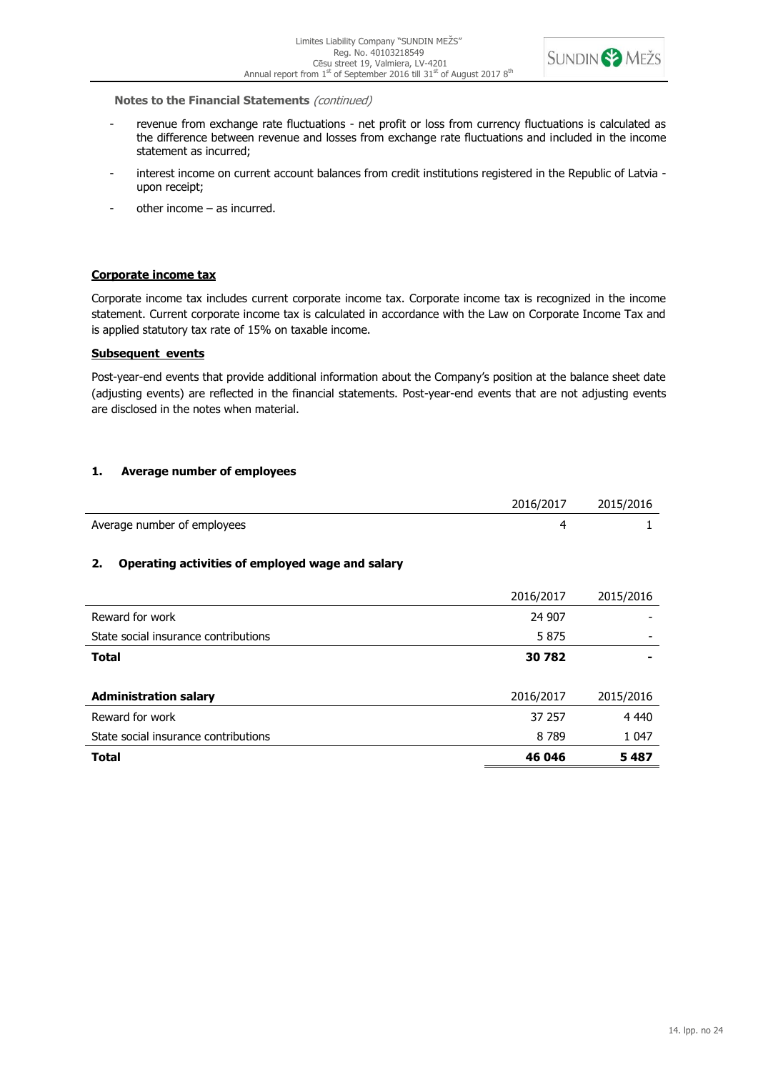**Notes to the Financial Statements** *(continued)*

- revenue from exchange rate fluctuations - net profit or loss from currency fluctuations is calculated as the difference between revenue and losses from exchange rate fluctuations and included in the income statement as incurred;
- interest income on current account balances from credit institutions registered in the Republic of Latvia - upon receipt;
- other income – as incurred.

**Corporate income tax**

Corporate income tax includes current corporate income tax. Corporate income tax is recognized in the income statement. Current corporate income tax is calculated in accordance with the Law on Corporate Income Tax and is applied statutory tax rate of 15% on taxable income.

**Subsequent events**

Post-year-end events that provide additional information about the Company's position at the balance sheet date (adjusting events) are reflected in the financial statements. Post-year-end events that are not adjusting events are disclosed in the notes when material.

## 1. Average number of employees

| | 2016/2017 | 2015/2016 |
|---|---|---|
| Average number of employees | 4 | 1 |

## 2. Operating activities of employed wage and salary

| | 2016/2017 | 2015/2016 |
|---|---|---|
| Reward for work | 24 907 | - |
| State social insurance contributions | 5 875 | - |
| **Total** | **30 782** | **-** |

| **Administration salary** | 2016/2017 | 2015/2016 |
|---|---|---|
| Reward for work | 37 257 | 4 440 |
| State social insurance contributions | 8 789 | 1 047 |
| **Total** | **46 046** | **5 487** |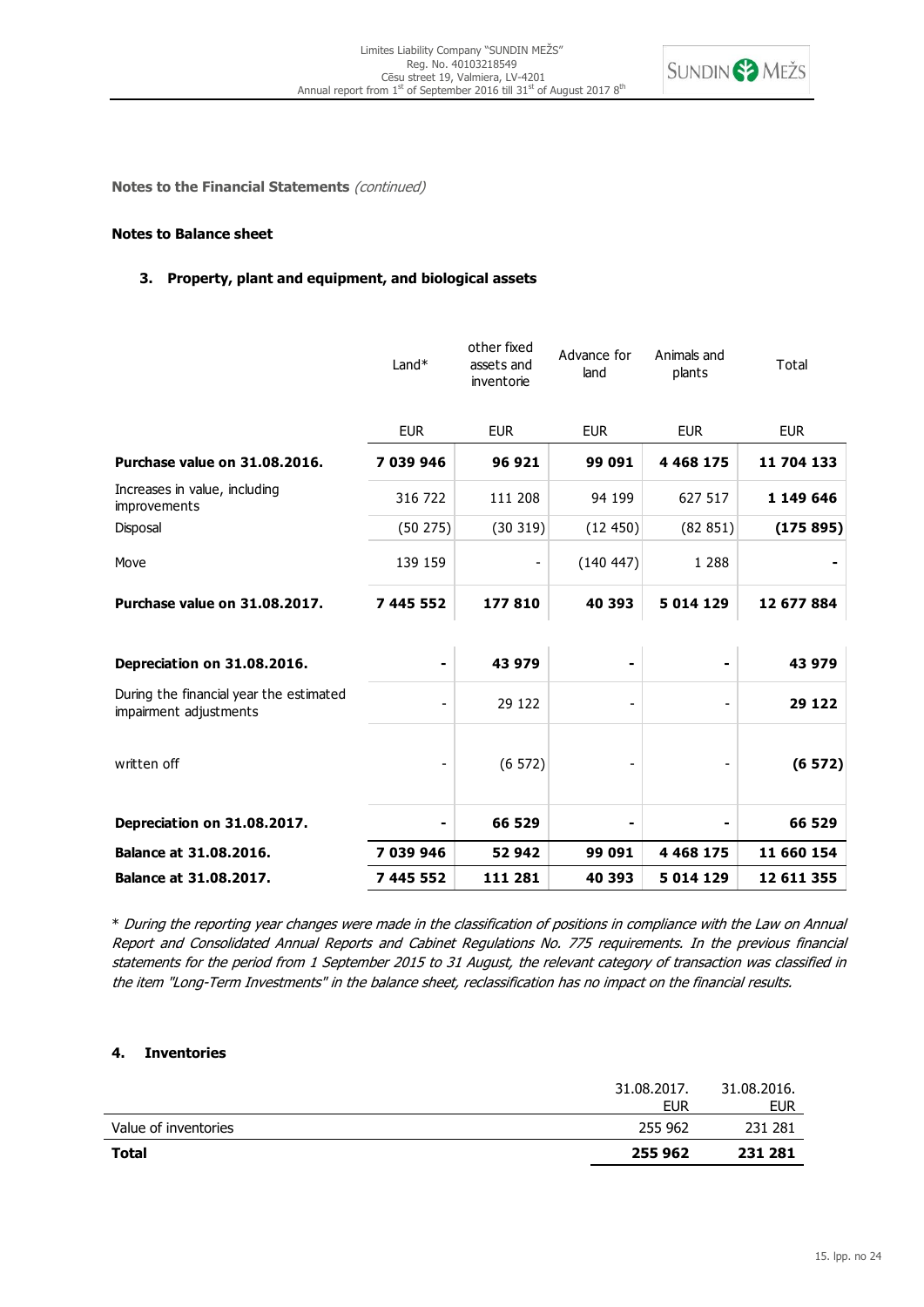Notes to the Financial Statements *(continued)*

**Notes to Balance sheet**

### 3. Property, plant and equipment, and biological assets

| | Land* | other fixed assets and inventorie | Advance for land | Animals and plants | Total |
|---|---|---|---|---|---|
| | EUR | EUR | EUR | EUR | EUR |
| **Purchase value on 31.08.2016.** | **7 039 946** | **96 921** | **99 091** | **4 468 175** | **11 704 133** |
| Increases in value, including improvements | 316 722 | 111 208 | 94 199 | 627 517 | **1 149 646** |
| Disposal | (50 275) | (30 319) | (12 450) | (82 851) | **(175 895)** |
| Move | 139 159 | - | (140 447) | 1 288 | **-** |
| **Purchase value on 31.08.2017.** | **7 445 552** | **177 810** | **40 393** | **5 014 129** | **12 677 884** |
| | | | | | |
| **Depreciation on 31.08.2016.** | **-** | **43 979** | **-** | **-** | **43 979** |
| During the financial year the estimated impairment adjustments | - | 29 122 | - | - | **29 122** |
| written off | - | (6 572) | - | - | **(6 572)** |
| **Depreciation on 31.08.2017.** | **-** | **66 529** | **-** | **-** | **66 529** |
| **Balance at 31.08.2016.** | **7 039 946** | **52 942** | **99 091** | **4 468 175** | **11 660 154** |
| **Balance at 31.08.2017.** | **7 445 552** | **111 281** | **40 393** | **5 014 129** | **12 611 355** |

\* *During the reporting year changes were made in the classification of positions in compliance with the Law on Annual Report and Consolidated Annual Reports and Cabinet Regulations No. 775 requirements. In the previous financial statements for the period from 1 September 2015 to 31 August, the relevant category of transaction was classified in the item "Long-Term Investments" in the balance sheet, reclassification has no impact on the financial results.*

### 4. Inventories

| | 31.08.2017. EUR | 31.08.2016. EUR |
|---|---|---|
| Value of inventories | 255 962 | 231 281 |
| **Total** | **255 962** | **231 281** |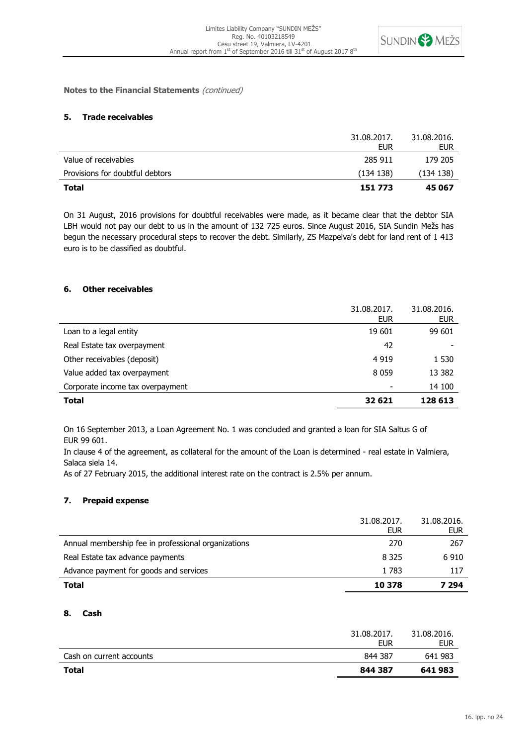**Notes to the Financial Statements** *(continued)*

## 5. Trade receivables

| | 31.08.2017. EUR | 31.08.2016. EUR |
|---|---|---|
| Value of receivables | 285 911 | 179 205 |
| Provisions for doubtful debtors | (134 138) | (134 138) |
| **Total** | **151 773** | **45 067** |

On 31 August, 2016 provisions for doubtful receivables were made, as it became clear that the debtor SIA LBH would not pay our debt to us in the amount of 132 725 euros. Since August 2016, SIA Sundin Mežs has begun the necessary procedural steps to recover the debt. Similarly, ZS Mazpeiva's debt for land rent of 1 413 euro is to be classified as doubtful.

## 6. Other receivables

| | 31.08.2017. EUR | 31.08.2016. EUR |
|---|---|---|
| Loan to a legal entity | 19 601 | 99 601 |
| Real Estate tax overpayment | 42 | - |
| Other receivables (deposit) | 4 919 | 1 530 |
| Value added tax overpayment | 8 059 | 13 382 |
| Corporate income tax overpayment | - | 14 100 |
| **Total** | **32 621** | **128 613** |

On 16 September 2013, a Loan Agreement No. 1 was concluded and granted a loan for SIA Saltus G of EUR 99 601.

In clause 4 of the agreement, as collateral for the amount of the Loan is determined - real estate in Valmiera, Salaca siela 14.

As of 27 February 2015, the additional interest rate on the contract is 2.5% per annum.

## 7. Prepaid expense

| | 31.08.2017. EUR | 31.08.2016. EUR |
|---|---|---|
| Annual membership fee in professional organizations | 270 | 267 |
| Real Estate tax advance payments | 8 325 | 6 910 |
| Advance payment for goods and services | 1 783 | 117 |
| **Total** | **10 378** | **7 294** |

## 8. Cash

| | 31.08.2017. EUR | 31.08.2016. EUR |
|---|---|---|
| Cash on current accounts | 844 387 | 641 983 |
| **Total** | **844 387** | **641 983** |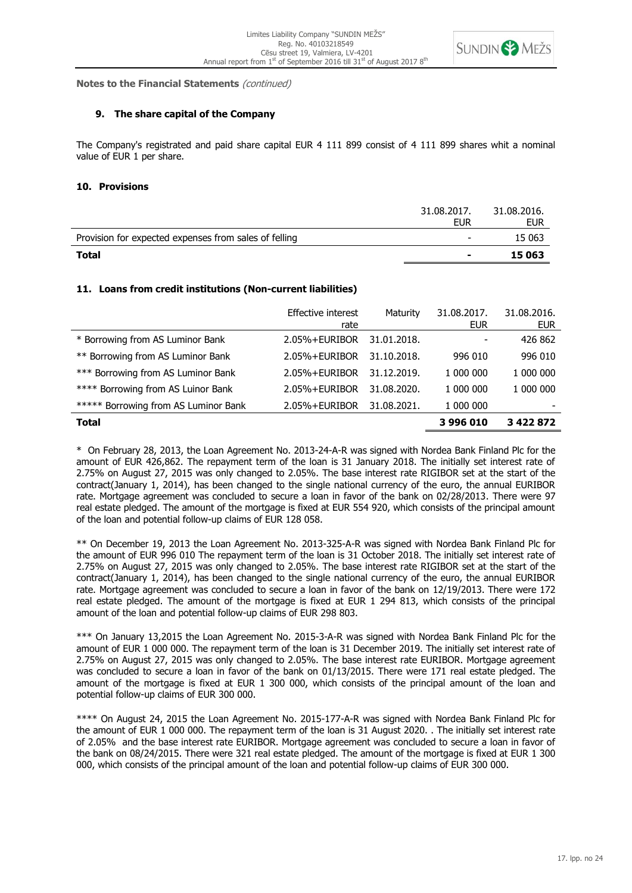**Notes to the Financial Statements** *(continued)*

## 9. The share capital of the Company

The Company's registrated and paid share capital EUR 4 111 899 consist of 4 111 899 shares whit a nominal value of EUR 1 per share.

## 10. Provisions

| | 31.08.2017. EUR | 31.08.2016. EUR |
|---|---|---|
| Provision for expected expenses from sales of felling | - | 15 063 |
| **Total** | **-** | **15 063** |

## 11. Loans from credit institutions (Non-current liabilities)

| | Effective interest rate | Maturity | 31.08.2017. EUR | 31.08.2016. EUR |
|---|---|---|---|---|
| * Borrowing from AS Luminor Bank | 2.05%+EURIBOR | 31.01.2018. | - | 426 862 |
| ** Borrowing from AS Luminor Bank | 2.05%+EURIBOR | 31.10.2018. | 996 010 | 996 010 |
| *** Borrowing from AS Luminor Bank | 2.05%+EURIBOR | 31.12.2019. | 1 000 000 | 1 000 000 |
| **** Borrowing from AS Luinor Bank | 2.05%+EURIBOR | 31.08.2020. | 1 000 000 | 1 000 000 |
| ***** Borrowing from AS Luminor Bank | 2.05%+EURIBOR | 31.08.2021. | 1 000 000 | - |
| **Total** | | | **3 996 010** | **3 422 872** |

* On February 28, 2013, the Loan Agreement No. 2013-24-A-R was signed with Nordea Bank Finland Plc for the amount of EUR 426,862. The repayment term of the loan is 31 January 2018. The initially set interest rate of 2.75% on August 27, 2015 was only changed to 2.05%. The base interest rate RIGIBOR set at the start of the contract(January 1, 2014), has been changed to the single national currency of the euro, the annual EURIBOR rate. Mortgage agreement was concluded to secure a loan in favor of the bank on 02/28/2013. There were 97 real estate pledged. The amount of the mortgage is fixed at EUR 554 920, which consists of the principal amount of the loan and potential follow-up claims of EUR 128 058.

** On December 19, 2013 the Loan Agreement No. 2013-325-A-R was signed with Nordea Bank Finland Plc for the amount of EUR 996 010 The repayment term of the loan is 31 October 2018. The initially set interest rate of 2.75% on August 27, 2015 was only changed to 2.05%. The base interest rate RIGIBOR set at the start of the contract(January 1, 2014), has been changed to the single national currency of the euro, the annual EURIBOR rate. Mortgage agreement was concluded to secure a loan in favor of the bank on 12/19/2013. There were 172 real estate pledged. The amount of the mortgage is fixed at EUR 1 294 813, which consists of the principal amount of the loan and potential follow-up claims of EUR 298 803.

*** On January 13,2015 the Loan Agreement No. 2015-3-A-R was signed with Nordea Bank Finland Plc for the amount of EUR 1 000 000. The repayment term of the loan is 31 December 2019. The initially set interest rate of 2.75% on August 27, 2015 was only changed to 2.05%. The base interest rate EURIBOR. Mortgage agreement was concluded to secure a loan in favor of the bank on 01/13/2015. There were 171 real estate pledged. The amount of the mortgage is fixed at EUR 1 300 000, which consists of the principal amount of the loan and potential follow-up claims of EUR 300 000.

**** On August 24, 2015 the Loan Agreement No. 2015-177-A-R was signed with Nordea Bank Finland Plc for the amount of EUR 1 000 000. The repayment term of the loan is 31 August 2020. . The initially set interest rate of 2.05% and the base interest rate EURIBOR. Mortgage agreement was concluded to secure a loan in favor of the bank on 08/24/2015. There were 321 real estate pledged. The amount of the mortgage is fixed at EUR 1 300 000, which consists of the principal amount of the loan and potential follow-up claims of EUR 300 000.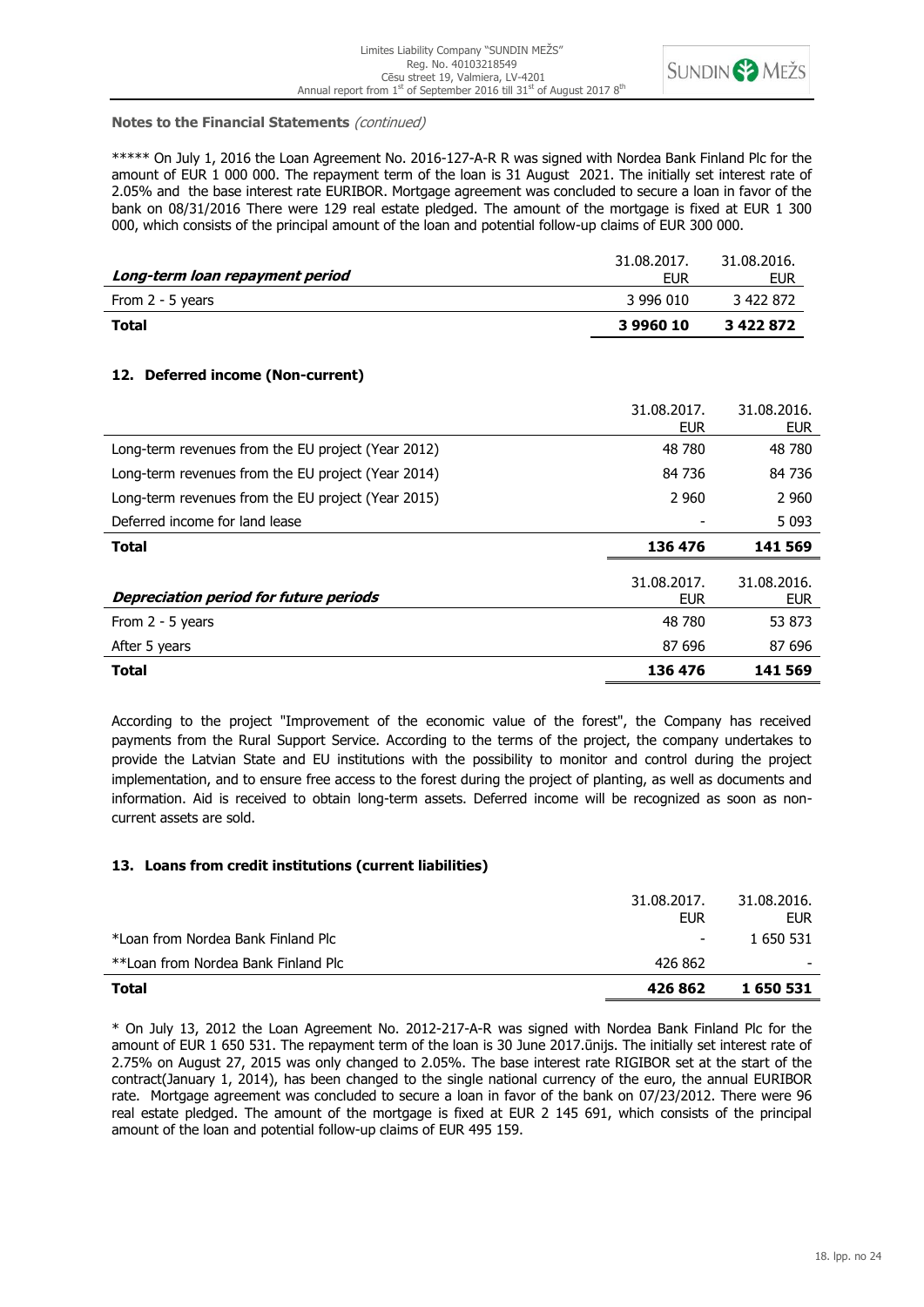**Notes to the Financial Statements** *(continued)*

***** On July 1, 2016 the Loan Agreement No. 2016-127-A-R R was signed with Nordea Bank Finland Plc for the amount of EUR 1 000 000. The repayment term of the loan is 31 August 2021. The initially set interest rate of 2.05% and the base interest rate EURIBOR. Mortgage agreement was concluded to secure a loan in favor of the bank on 08/31/2016 There were 129 real estate pledged. The amount of the mortgage is fixed at EUR 1 300 000, which consists of the principal amount of the loan and potential follow-up claims of EUR 300 000.

| ***Long-term loan repayment period*** | 31.08.2017. EUR | 31.08.2016. EUR |
|---|---|---|
| From 2 - 5 years | 3 996 010 | 3 422 872 |
| **Total** | **3 9960 10** | **3 422 872** |

### 12. Deferred income (Non-current)

| | 31.08.2017. EUR | 31.08.2016. EUR |
|---|---|---|
| Long-term revenues from the EU project (Year 2012) | 48 780 | 48 780 |
| Long-term revenues from the EU project (Year 2014) | 84 736 | 84 736 |
| Long-term revenues from the EU project (Year 2015) | 2 960 | 2 960 |
| Deferred income for land lease | - | 5 093 |
| **Total** | **136 476** | **141 569** |

| ***Depreciation period for future periods*** | 31.08.2017. EUR | 31.08.2016. EUR |
|---|---|---|
| From 2 - 5 years | 48 780 | 53 873 |
| After 5 years | 87 696 | 87 696 |
| **Total** | **136 476** | **141 569** |

According to the project "Improvement of the economic value of the forest", the Company has received payments from the Rural Support Service. According to the terms of the project, the company undertakes to provide the Latvian State and EU institutions with the possibility to monitor and control during the project implementation, and to ensure free access to the forest during the project of planting, as well as documents and information. Aid is received to obtain long-term assets. Deferred income will be recognized as soon as non-current assets are sold.

### 13. Loans from credit institutions (current liabilities)

| | 31.08.2017. EUR | 31.08.2016. EUR |
|---|---|---|
| *Loan from Nordea Bank Finland Plc | - | 1 650 531 |
| **Loan from Nordea Bank Finland Plc | 426 862 | - |
| **Total** | **426 862** | **1 650 531** |

* On July 13, 2012 the Loan Agreement No. 2012-217-A-R was signed with Nordea Bank Finland Plc for the amount of EUR 1 650 531. The repayment term of the loan is 30 June 2017.ūnijs. The initially set interest rate of 2.75% on August 27, 2015 was only changed to 2.05%. The base interest rate RIGIBOR set at the start of the contract(January 1, 2014), has been changed to the single national currency of the euro, the annual EURIBOR rate. Mortgage agreement was concluded to secure a loan in favor of the bank on 07/23/2012. There were 96 real estate pledged. The amount of the mortgage is fixed at EUR 2 145 691, which consists of the principal amount of the loan and potential follow-up claims of EUR 495 159.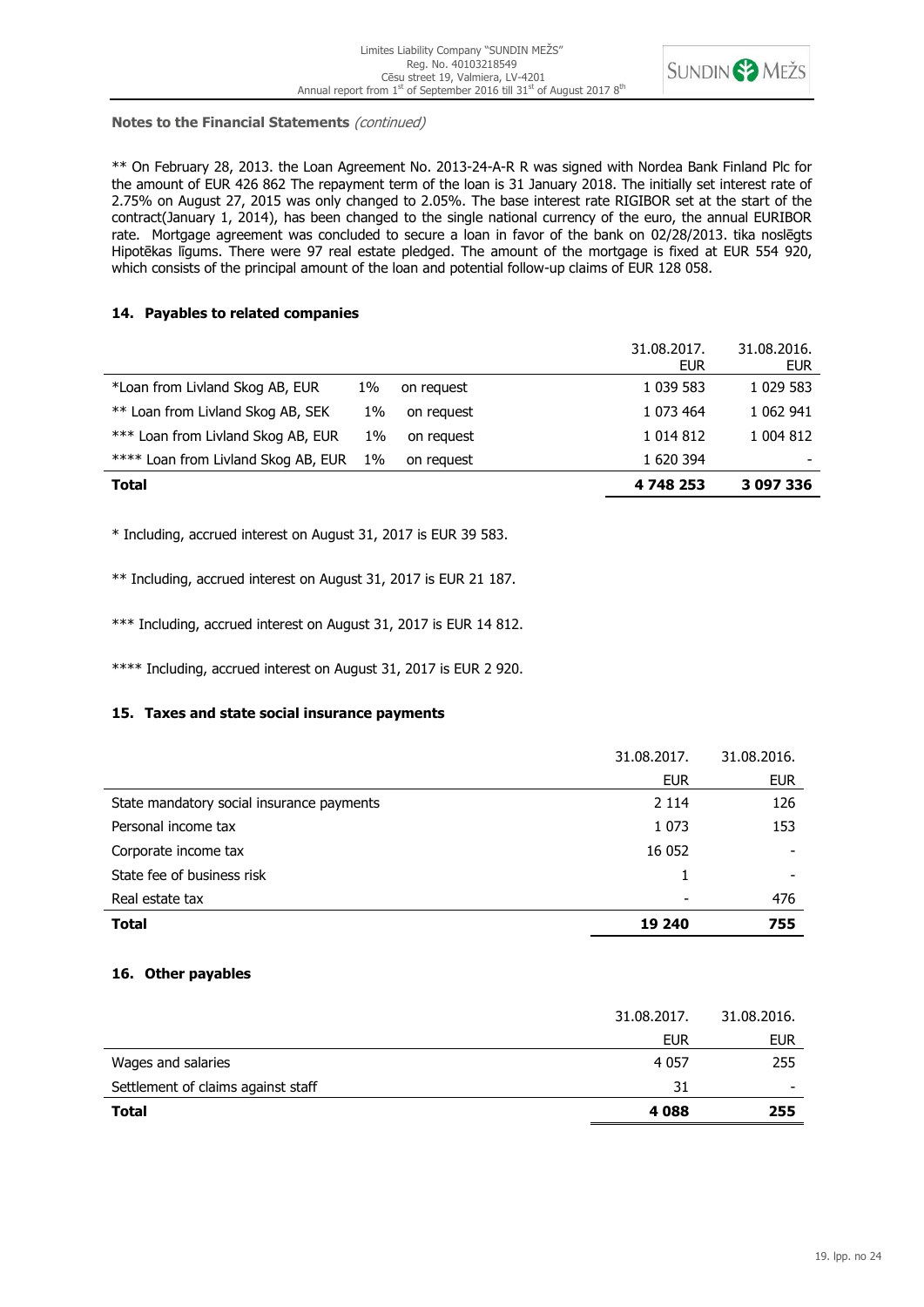**Notes to the Financial Statements** *(continued)*

** On February 28, 2013. the Loan Agreement No. 2013-24-A-R R was signed with Nordea Bank Finland Plc for the amount of EUR 426 862 The repayment term of the loan is 31 January 2018. The initially set interest rate of 2.75% on August 27, 2015 was only changed to 2.05%. The base interest rate RIGIBOR set at the start of the contract(January 1, 2014), has been changed to the single national currency of the euro, the annual EURIBOR rate. Mortgage agreement was concluded to secure a loan in favor of the bank on 02/28/2013. tika noslēgts Hipotēkas līgums. There were 97 real estate pledged. The amount of the mortgage is fixed at EUR 554 920, which consists of the principal amount of the loan and potential follow-up claims of EUR 128 058.

## 14. Payables to related companies

| | | | 31.08.2017. EUR | 31.08.2016. EUR |
|---|---|---|---|---|
| *Loan from Livland Skog AB, EUR | 1% | on request | 1 039 583 | 1 029 583 |
| ** Loan from Livland Skog AB, SEK | 1% | on request | 1 073 464 | 1 062 941 |
| *** Loan from Livland Skog AB, EUR | 1% | on request | 1 014 812 | 1 004 812 |
| **** Loan from Livland Skog AB, EUR | 1% | on request | 1 620 394 | - |
| **Total** | | | **4 748 253** | **3 097 336** |

* Including, accrued interest on August 31, 2017 is EUR 39 583.

** Including, accrued interest on August 31, 2017 is EUR 21 187.

*** Including, accrued interest on August 31, 2017 is EUR 14 812.

**** Including, accrued interest on August 31, 2017 is EUR 2 920.

## 15. Taxes and state social insurance payments

| | 31.08.2017. | 31.08.2016. |
|---|---|---|
| | EUR | EUR |
| State mandatory social insurance payments | 2 114 | 126 |
| Personal income tax | 1 073 | 153 |
| Corporate income tax | 16 052 | - |
| State fee of business risk | 1 | - |
| Real estate tax | - | 476 |
| **Total** | **19 240** | **755** |

## 16. Other payables

| | 31.08.2017. | 31.08.2016. |
|---|---|---|
| | EUR | EUR |
| Wages and salaries | 4 057 | 255 |
| Settlement of claims against staff | 31 | - |
| **Total** | **4 088** | **255** |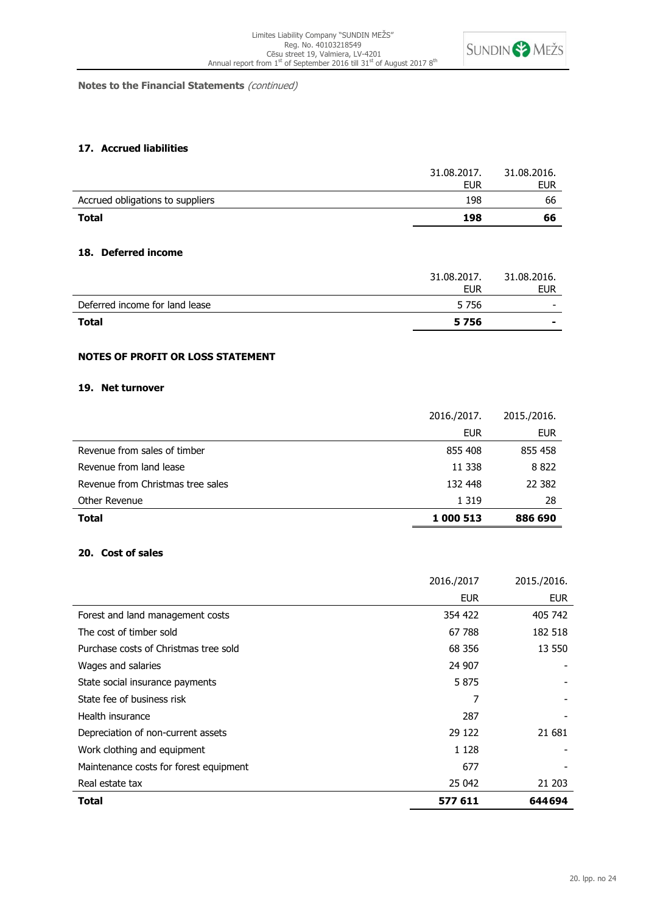**Notes to the Financial Statements** *(continued)*

### 17. Accrued liabilities

| | 31.08.2017. EUR | 31.08.2016. EUR |
|---|---|---|
| Accrued obligations to suppliers | 198 | 66 |
| **Total** | **198** | **66** |

### 18. Deferred income

| | 31.08.2017. EUR | 31.08.2016. EUR |
|---|---|---|
| Deferred income for land lease | 5 756 | - |
| **Total** | **5 756** | **-** |

## NOTES OF PROFIT OR LOSS STATEMENT

### 19. Net turnover

| | 2016./2017. | 2015./2016. |
|---|---|---|
| | EUR | EUR |
| Revenue from sales of timber | 855 408 | 855 458 |
| Revenue from land lease | 11 338 | 8 822 |
| Revenue from Christmas tree sales | 132 448 | 22 382 |
| Other Revenue | 1 319 | 28 |
| **Total** | **1 000 513** | **886 690** |

### 20. Cost of sales

| | 2016./2017 | 2015./2016. |
|---|---|---|
| | EUR | EUR |
| Forest and land management costs | 354 422 | 405 742 |
| The cost of timber sold | 67 788 | 182 518 |
| Purchase costs of Christmas tree sold | 68 356 | 13 550 |
| Wages and salaries | 24 907 | - |
| State social insurance payments | 5 875 | - |
| State fee of business risk | 7 | - |
| Health insurance | 287 | - |
| Depreciation of non-current assets | 29 122 | 21 681 |
| Work clothing and equipment | 1 128 | - |
| Maintenance costs for forest equipment | 677 | - |
| Real estate tax | 25 042 | 21 203 |
| **Total** | **577 611** | **644694** |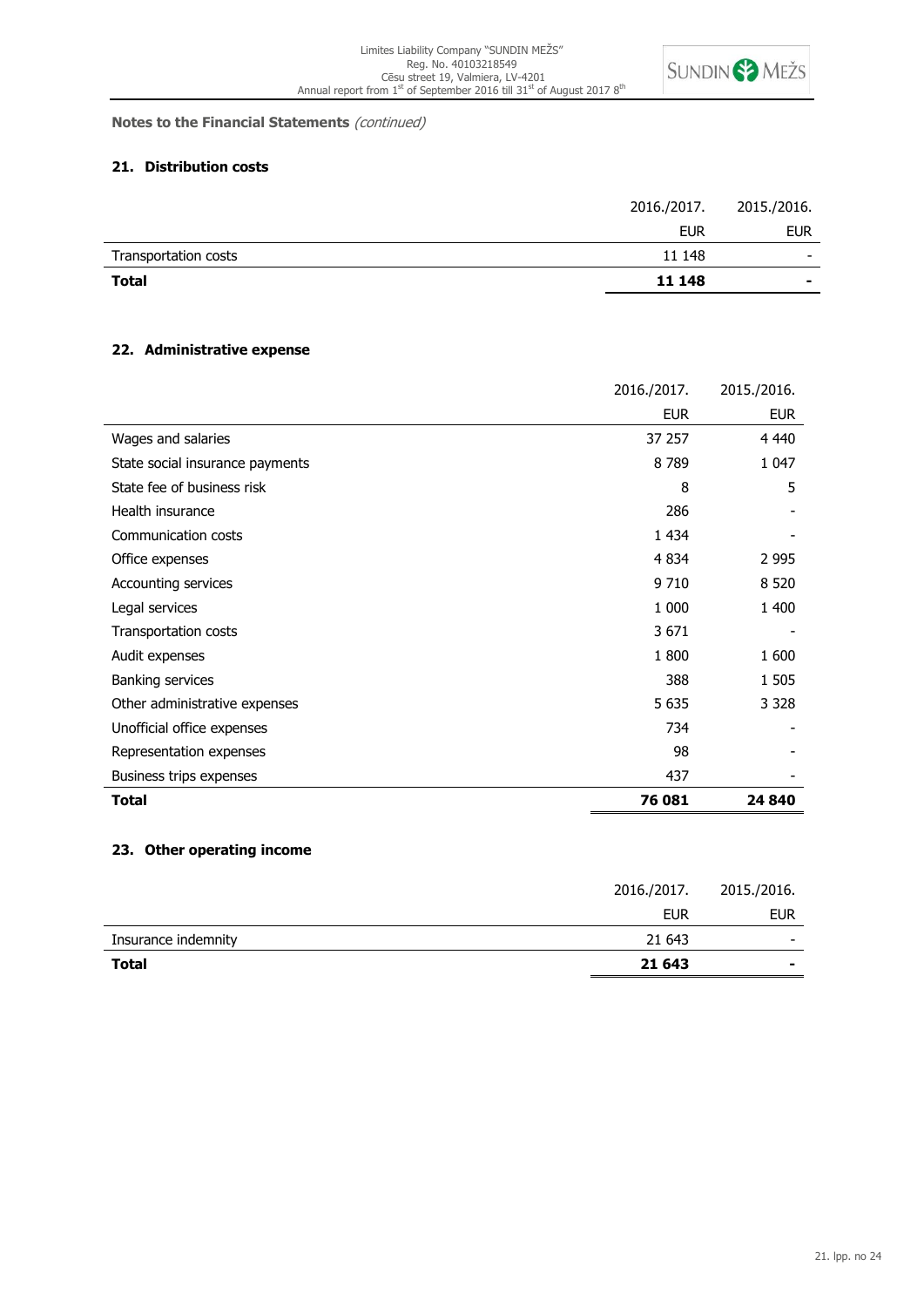**Notes to the Financial Statements** *(continued)*

### 21. Distribution costs

| | 2016./2017. | 2015./2016. |
|---|---|---|
| | EUR | EUR |
| Transportation costs | 11 148 | - |
| **Total** | **11 148** | **-** |

### 22. Administrative expense

| | 2016./2017. | 2015./2016. |
|---|---|---|
| | EUR | EUR |
| Wages and salaries | 37 257 | 4 440 |
| State social insurance payments | 8 789 | 1 047 |
| State fee of business risk | 8 | 5 |
| Health insurance | 286 | - |
| Communication costs | 1 434 | - |
| Office expenses | 4 834 | 2 995 |
| Accounting services | 9 710 | 8 520 |
| Legal services | 1 000 | 1 400 |
| Transportation costs | 3 671 | - |
| Audit expenses | 1 800 | 1 600 |
| Banking services | 388 | 1 505 |
| Other administrative expenses | 5 635 | 3 328 |
| Unofficial office expenses | 734 | - |
| Representation expenses | 98 | - |
| Business trips expenses | 437 | - |
| **Total** | **76 081** | **24 840** |

### 23. Other operating income

| | 2016./2017. | 2015./2016. |
|---|---|---|
| | EUR | EUR |
| Insurance indemnity | 21 643 | - |
| **Total** | **21 643** | **-** |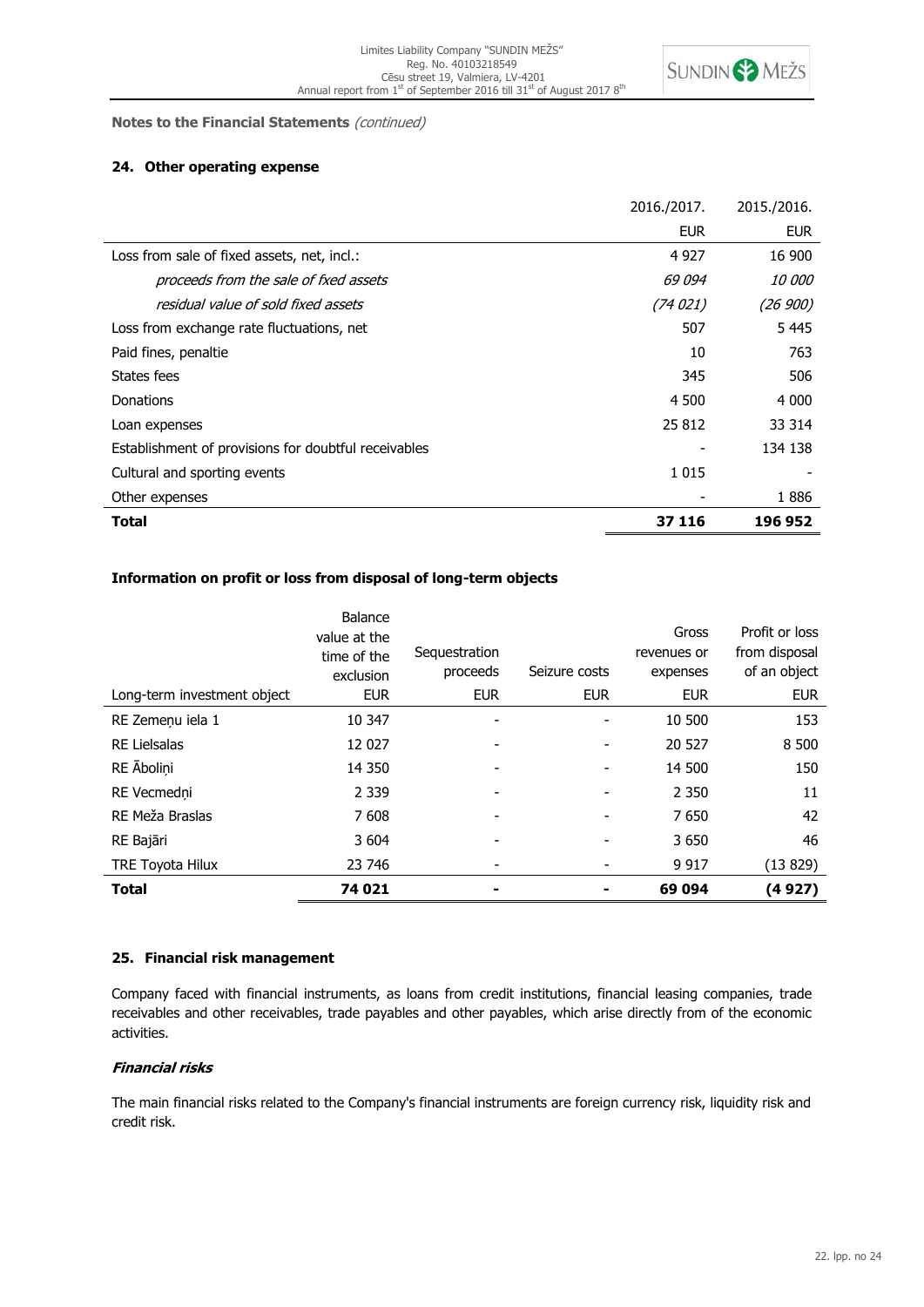**Notes to the Financial Statements** *(continued)*

### 24. Other operating expense

| | 2016./2017. | 2015./2016. |
|---|---|---|
| | EUR | EUR |
| Loss from sale of fixed assets, net, incl.: | 4 927 | 16 900 |
| *proceeds from the sale of fxed assets* | *69 094* | *10 000* |
| *residual value of sold fixed assets* | *(74 021)* | *(26 900)* |
| Loss from exchange rate fluctuations, net | 507 | 5 445 |
| Paid fines, penaltie | 10 | 763 |
| States fees | 345 | 506 |
| Donations | 4 500 | 4 000 |
| Loan expenses | 25 812 | 33 314 |
| Establishment of provisions for doubtful receivables | - | 134 138 |
| Cultural and sporting events | 1 015 | - |
| Other expenses | - | 1 886 |
| **Total** | **37 116** | **196 952** |

**Information on profit or loss from disposal of long-term objects**

| Long-term investment object | Balance value at the time of the exclusion EUR | Sequestration proceeds EUR | Seizure costs EUR | Gross revenues or expenses EUR | Profit or loss from disposal of an object EUR |
|---|---|---|---|---|---|
| RE Zemeņu iela 1 | 10 347 | - | - | 10 500 | 153 |
| RE Lielsalas | 12 027 | - | - | 20 527 | 8 500 |
| RE Āboliņi | 14 350 | - | - | 14 500 | 150 |
| RE Vecmedņi | 2 339 | - | - | 2 350 | 11 |
| RE Meža Braslas | 7 608 | - | - | 7 650 | 42 |
| RE Bajāri | 3 604 | - | - | 3 650 | 46 |
| TRE Toyota Hilux | 23 746 | - | - | 9 917 | (13 829) |
| **Total** | **74 021** | **-** | **-** | **69 094** | **(4 927)** |

### 25. Financial risk management

Company faced with financial instruments, as loans from credit institutions, financial leasing companies, trade receivables and other receivables, trade payables and other payables, which arise directly from of the economic activities.

***Financial risks***

The main financial risks related to the Company's financial instruments are foreign currency risk, liquidity risk and credit risk.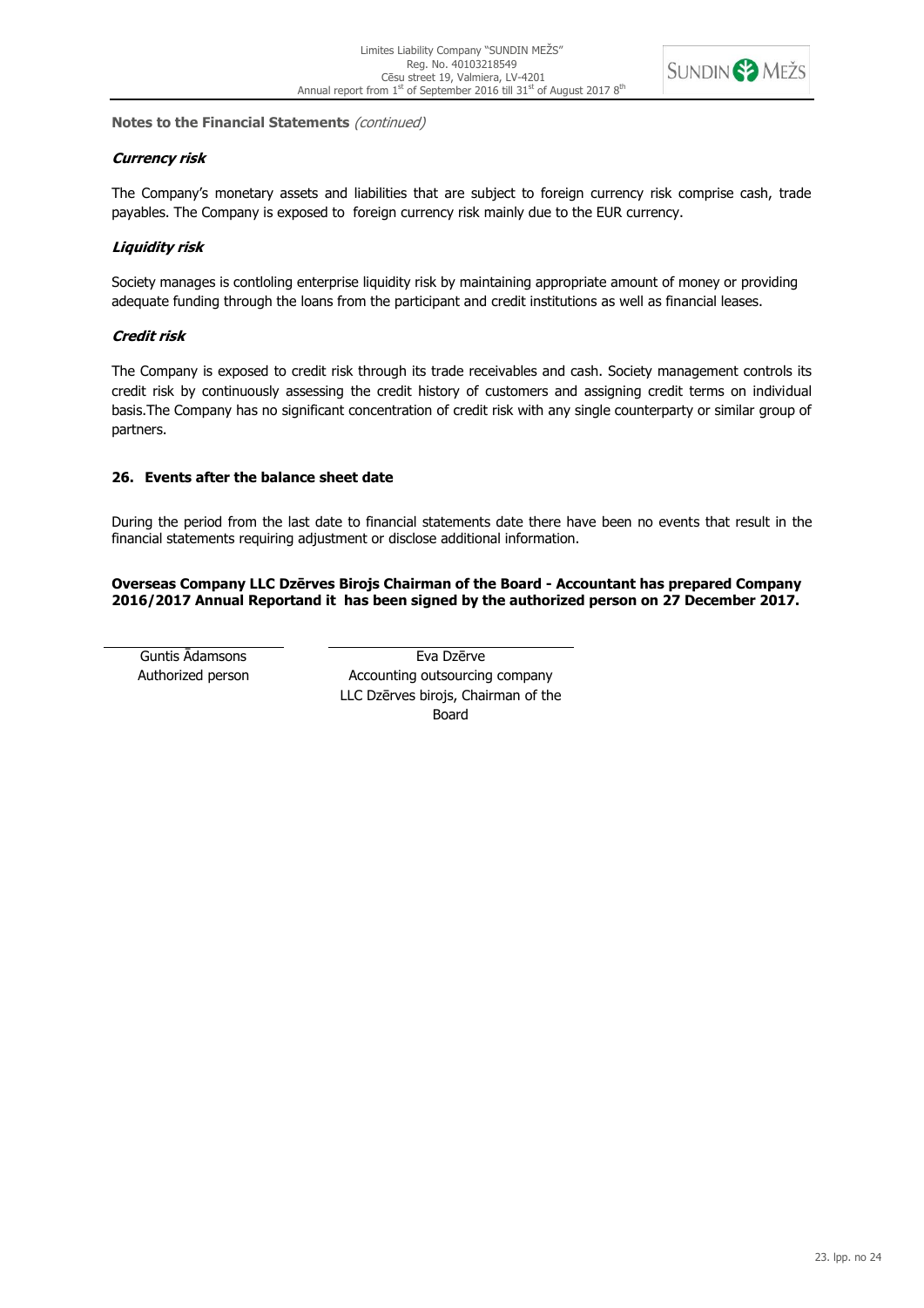**Notes to the Financial Statements** *(continued)*

***Currency risk***

The Company's monetary assets and liabilities that are subject to foreign currency risk comprise cash, trade payables. The Company is exposed to  foreign currency risk mainly due to the EUR currency.

***Liquidity risk***

Society manages is contloling enterprise liquidity risk by maintaining appropriate amount of money or providing adequate funding through the loans from the participant and credit institutions as well as financial leases.

***Credit risk***

The Company is exposed to credit risk through its trade receivables and cash. Society management controls its credit risk by continuously assessing the credit history of customers and assigning credit terms on individual basis.The Company has no significant concentration of credit risk with any single counterparty or similar group of partners.

## 26. Events after the balance sheet date

During the period from the last date to financial statements date there have been no events that result in the financial statements requiring adjustment or disclose additional information.

**Overseas Company LLC Dzērves Birojs Chairman of the Board - Accountant has prepared Company 2016/2017 Annual Reportand it  has been signed by the authorized person on 27 December 2017.**

| Guntis Ādamsons<br>Authorized person | Eva Dzērve<br>Accounting outsourcing company<br>LLC Dzērves birojs, Chairman of the Board |
|---|---|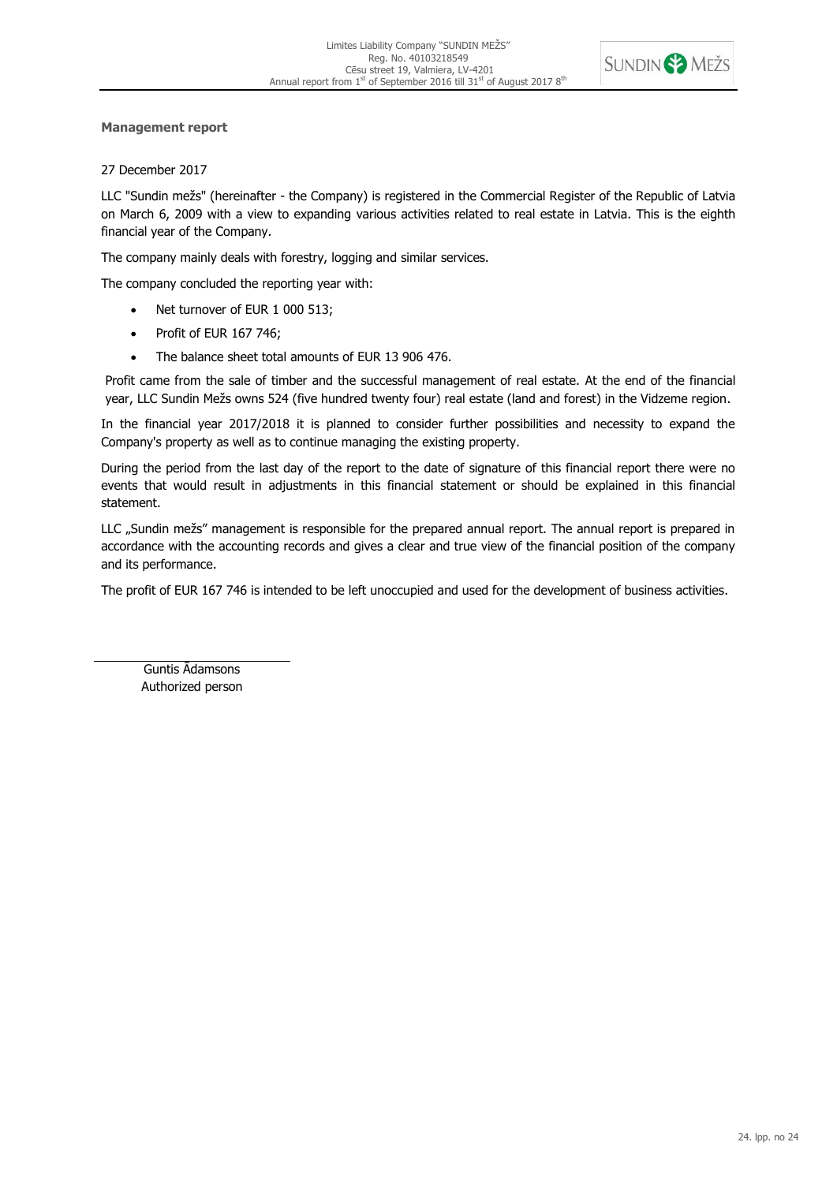**Management report**

27 December 2017

LLC "Sundin mežs" (hereinafter - the Company) is registered in the Commercial Register of the Republic of Latvia on March 6, 2009 with a view to expanding various activities related to real estate in Latvia. This is the eighth financial year of the Company.

The company mainly deals with forestry, logging and similar services.

The company concluded the reporting year with:

- Net turnover of EUR 1 000 513;
- Profit of EUR 167 746;
- The balance sheet total amounts of EUR 13 906 476.

Profit came from the sale of timber and the successful management of real estate. At the end of the financial year, LLC Sundin Mežs owns 524 (five hundred twenty four) real estate (land and forest) in the Vidzeme region.

In the financial year 2017/2018 it is planned to consider further possibilities and necessity to expand the Company's property as well as to continue managing the existing property.

During the period from the last day of the report to the date of signature of this financial report there were no events that would result in adjustments in this financial statement or should be explained in this financial statement.

LLC „Sundin mežs" management is responsible for the prepared annual report. The annual report is prepared in accordance with the accounting records and gives a clear and true view of the financial position of the company and its performance.

The profit of EUR 167 746 is intended to be left unoccupied and used for the development of business activities.

Guntis Ādamsons
Authorized person